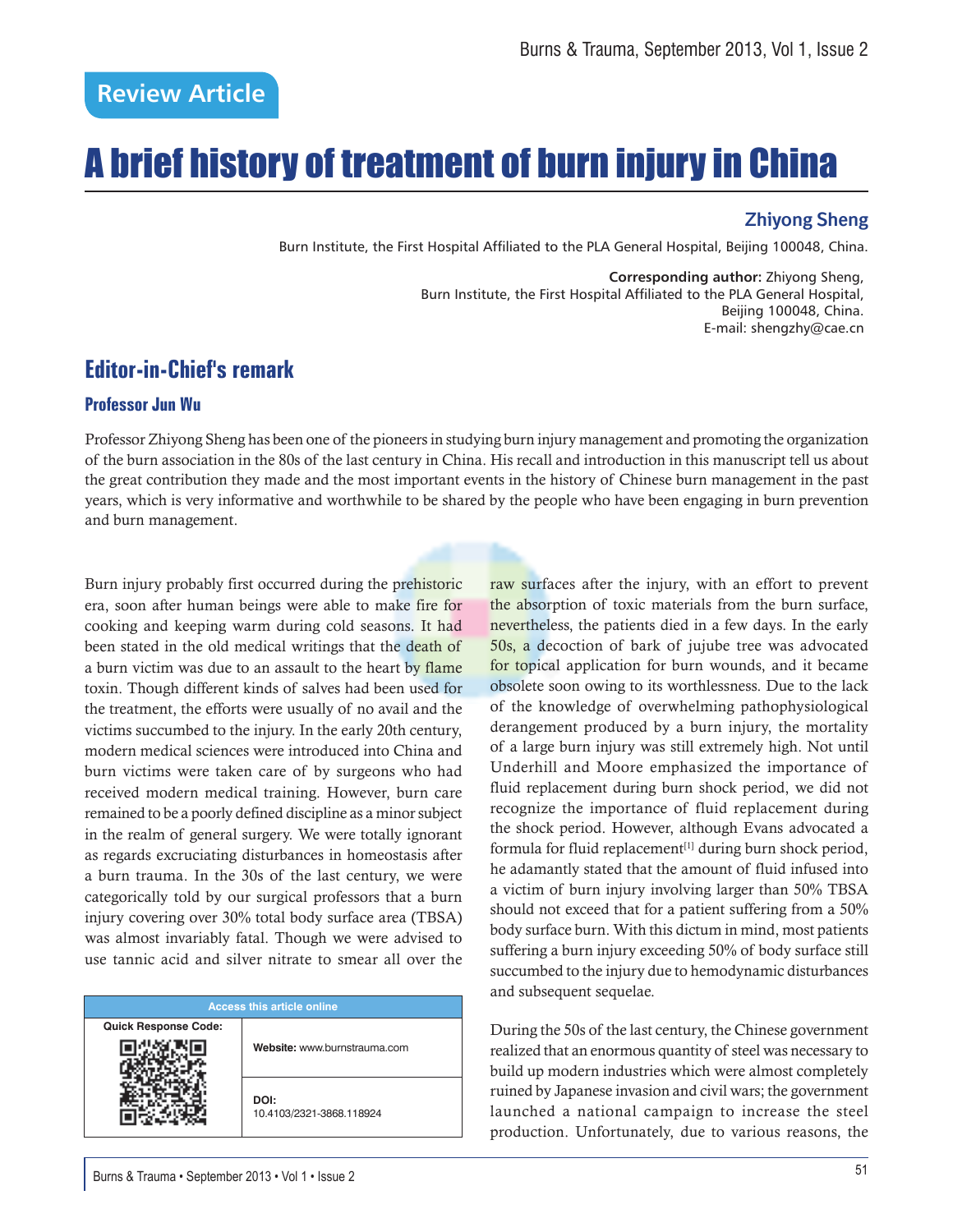Review Article

# A brief history of treatment of burn injury in China

**Zhiyong Sheng**

Burn Institute, the First Hospital Affiliated to the PLA General Hospital, Beijing 100048, China.

**Corresponding author:** Zhiyong Sheng, Burn Institute, the First Hospital Affiliated to the PLA General Hospital, Beijing 100048, China. E-mail: shengzhy@cae.cn

## Editor-in-Chief's remark

### Professor Jun Wu

Professor Zhiyong Sheng has been one of the pioneers in studying burn injury management and promoting the organization of the burn association in the 80s of the last century in China. His recall and introduction in this manuscript tell us about the great contribution they made and the most important events in the history of Chinese burn management in the past years, which is very informative and worthwhile to be shared by the people who have been engaging in burn prevention and burn management.

Burn injury probably first occurred during the prehistoric era, soon after human beings were able to make fire for cooking and keeping warm during cold seasons. It had been stated in the old medical writings that the death of a burn victim was due to an assault to the heart by flame toxin. Though different kinds of salves had been used for the treatment, the efforts were usually of no avail and the victims succumbed to the injury. In the early 20th century, modern medical sciences were introduced into China and burn victims were taken care of by surgeons who had received modern medical training. However, burn care remained to be a poorly defined discipline as a minor subject in the realm of general surgery. We were totally ignorant as regards excruciating disturbances in homeostasis after a burn trauma. In the 30s of the last century, we were categorically told by our surgical professors that a burn injury covering over 30% total body surface area (TBSA) was almost invariably fatal. Though we were advised to use tannic acid and silver nitrate to smear all over the raw surfaces after the injury, with an effort to prevent the absorption of toxic materials from the burn surface, nevertheless, the patients died in a few days. In the early 50s, a decoction of bark of jujube tree was advocated for topical application for burn wounds, and it became obsolete soon owing to its worthlessness. Due to the lack of the knowledge of overwhelming pathophysiological derangement produced by a burn injury, the mortality of a large burn injury was still extremely high. Not until Underhill and Moore emphasized the importance of fluid replacement during burn shock period, we did not recognize the importance of fluid replacement during the shock period. However, although Evans advocated a formula for fluid replacement[1] during burn shock period, he adamantly stated that the amount of fluid infused into a victim of burn injury involving larger than 50% TBSA should not exceed that for a patient suffering from a 50% body surface burn. With this dictum in mind, most patients suffering a burn injury exceeding 50% of body surface still succumbed to the injury due to hemodynamic disturbances and subsequent sequelae.

During the 50s of the last century, the Chinese government realized that an enormous quantity of steel was necessary to build up modern industries which were almost completely ruined by Japanese invasion and civil wars; the government launched a national campaign to increase the steel production. Unfortunately, due to various reasons, the

| Access this article online | |
|---|---|
| Quick Response Code: | Website: www.burnstrauma.com |
| | DOI: 10.4103/2321-3868.118924 |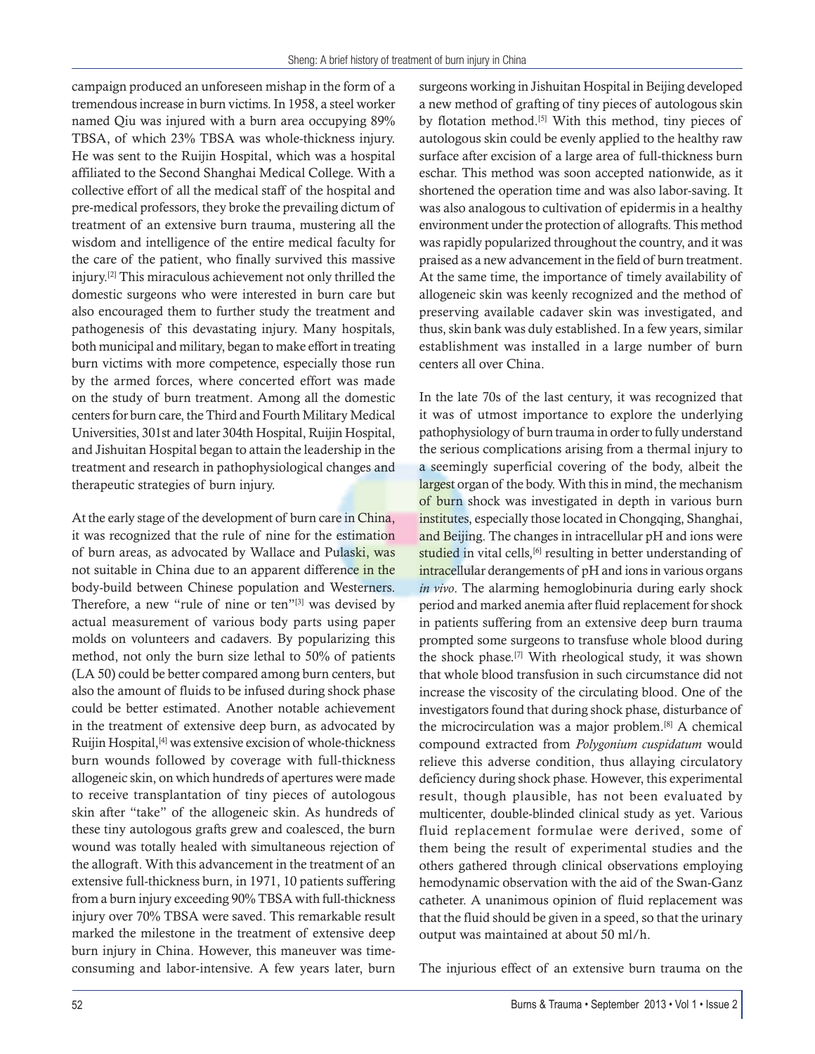campaign produced an unforeseen mishap in the form of a tremendous increase in burn victims. In 1958, a steel worker named Qiu was injured with a burn area occupying 89% TBSA, of which 23% TBSA was whole-thickness injury. He was sent to the Ruijin Hospital, which was a hospital affiliated to the Second Shanghai Medical College. With a collective effort of all the medical staff of the hospital and pre-medical professors, they broke the prevailing dictum of treatment of an extensive burn trauma, mustering all the wisdom and intelligence of the entire medical faculty for the care of the patient, who finally survived this massive injury.[2] This miraculous achievement not only thrilled the domestic surgeons who were interested in burn care but also encouraged them to further study the treatment and pathogenesis of this devastating injury. Many hospitals, both municipal and military, began to make effort in treating burn victims with more competence, especially those run by the armed forces, where concerted effort was made on the study of burn treatment. Among all the domestic centers for burn care, the Third and Fourth Military Medical Universities, 301st and later 304th Hospital, Ruijin Hospital, and Jishuitan Hospital began to attain the leadership in the treatment and research in pathophysiological changes and therapeutic strategies of burn injury.

At the early stage of the development of burn care in China, it was recognized that the rule of nine for the estimation of burn areas, as advocated by Wallace and Pulaski, was not suitable in China due to an apparent difference in the body-build between Chinese population and Westerners. Therefore, a new "rule of nine or ten"[3] was devised by actual measurement of various body parts using paper molds on volunteers and cadavers. By popularizing this method, not only the burn size lethal to 50% of patients (LA 50) could be better compared among burn centers, but also the amount of fluids to be infused during shock phase could be better estimated. Another notable achievement in the treatment of extensive deep burn, as advocated by Ruijin Hospital,[4] was extensive excision of whole-thickness burn wounds followed by coverage with full-thickness allogeneic skin, on which hundreds of apertures were made to receive transplantation of tiny pieces of autologous skin after "take" of the allogeneic skin. As hundreds of these tiny autologous grafts grew and coalesced, the burn wound was totally healed with simultaneous rejection of the allograft. With this advancement in the treatment of an extensive full-thickness burn, in 1971, 10 patients suffering from a burn injury exceeding 90% TBSA with full-thickness injury over 70% TBSA were saved. This remarkable result marked the milestone in the treatment of extensive deep burn injury in China. However, this maneuver was time-consuming and labor-intensive. A few years later, burn surgeons working in Jishuitan Hospital in Beijing developed a new method of grafting of tiny pieces of autologous skin by flotation method.[5] With this method, tiny pieces of autologous skin could be evenly applied to the healthy raw surface after excision of a large area of full-thickness burn eschar. This method was soon accepted nationwide, as it shortened the operation time and was also labor-saving. It was also analogous to cultivation of epidermis in a healthy environment under the protection of allografts. This method was rapidly popularized throughout the country, and it was praised as a new advancement in the field of burn treatment. At the same time, the importance of timely availability of allogeneic skin was keenly recognized and the method of preserving available cadaver skin was investigated, and thus, skin bank was duly established. In a few years, similar establishment was installed in a large number of burn centers all over China.

In the late 70s of the last century, it was recognized that it was of utmost importance to explore the underlying pathophysiology of burn trauma in order to fully understand the serious complications arising from a thermal injury to a seemingly superficial covering of the body, albeit the largest organ of the body. With this in mind, the mechanism of burn shock was investigated in depth in various burn institutes, especially those located in Chongqing, Shanghai, and Beijing. The changes in intracellular pH and ions were studied in vital cells,[6] resulting in better understanding of intracellular derangements of pH and ions in various organs *in vivo*. The alarming hemoglobinuria during early shock period and marked anemia after fluid replacement for shock in patients suffering from an extensive deep burn trauma prompted some surgeons to transfuse whole blood during the shock phase.[7] With rheological study, it was shown that whole blood transfusion in such circumstance did not increase the viscosity of the circulating blood. One of the investigators found that during shock phase, disturbance of the microcirculation was a major problem.[8] A chemical compound extracted from *Polygonium cuspidatum* would relieve this adverse condition, thus allaying circulatory deficiency during shock phase. However, this experimental result, though plausible, has not been evaluated by multicenter, double-blinded clinical study as yet. Various fluid replacement formulae were derived, some of them being the result of experimental studies and the others gathered through clinical observations employing hemodynamic observation with the aid of the Swan-Ganz catheter. A unanimous opinion of fluid replacement was that the fluid should be given in a speed, so that the urinary output was maintained at about 50 ml/h.

The injurious effect of an extensive burn trauma on the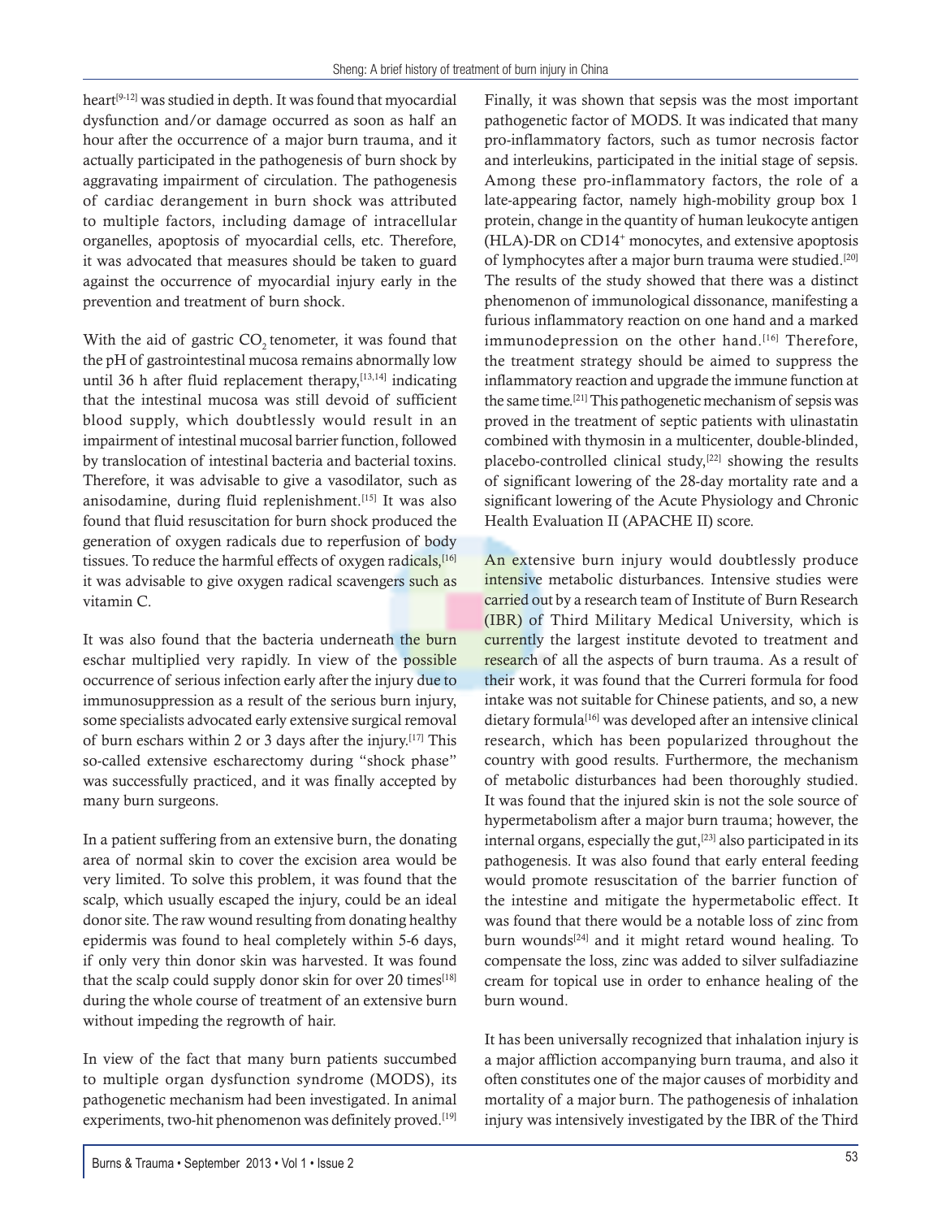heart[9-12] was studied in depth. It was found that myocardial dysfunction and/or damage occurred as soon as half an hour after the occurrence of a major burn trauma, and it actually participated in the pathogenesis of burn shock by aggravating impairment of circulation. The pathogenesis of cardiac derangement in burn shock was attributed to multiple factors, including damage of intracellular organelles, apoptosis of myocardial cells, etc. Therefore, it was advocated that measures should be taken to guard against the occurrence of myocardial injury early in the prevention and treatment of burn shock.

With the aid of gastric $CO_2$ tenometer, it was found that the pH of gastrointestinal mucosa remains abnormally low until 36 h after fluid replacement therapy,[13,14] indicating that the intestinal mucosa was still devoid of sufficient blood supply, which doubtlessly would result in an impairment of intestinal mucosal barrier function, followed by translocation of intestinal bacteria and bacterial toxins. Therefore, it was advisable to give a vasodilator, such as anisodamine, during fluid replenishment.[15] It was also found that fluid resuscitation for burn shock produced the generation of oxygen radicals due to reperfusion of body tissues. To reduce the harmful effects of oxygen radicals,[16] it was advisable to give oxygen radical scavengers such as vitamin C.

It was also found that the bacteria underneath the burn eschar multiplied very rapidly. In view of the possible occurrence of serious infection early after the injury due to immunosuppression as a result of the serious burn injury, some specialists advocated early extensive surgical removal of burn eschars within 2 or 3 days after the injury.[17] This so-called extensive escharectomy during "shock phase" was successfully practiced, and it was finally accepted by many burn surgeons.

In a patient suffering from an extensive burn, the donating area of normal skin to cover the excision area would be very limited. To solve this problem, it was found that the scalp, which usually escaped the injury, could be an ideal donor site. The raw wound resulting from donating healthy epidermis was found to heal completely within 5-6 days, if only very thin donor skin was harvested. It was found that the scalp could supply donor skin for over 20 times[18] during the whole course of treatment of an extensive burn without impeding the regrowth of hair.

In view of the fact that many burn patients succumbed to multiple organ dysfunction syndrome (MODS), its pathogenetic mechanism had been investigated. In animal experiments, two-hit phenomenon was definitely proved.[19] Finally, it was shown that sepsis was the most important pathogenetic factor of MODS. It was indicated that many pro-inflammatory factors, such as tumor necrosis factor and interleukins, participated in the initial stage of sepsis. Among these pro-inflammatory factors, the role of a late-appearing factor, namely high-mobility group box 1 protein, change in the quantity of human leukocyte antigen (HLA)-DR on $CD14^+$ monocytes, and extensive apoptosis of lymphocytes after a major burn trauma were studied.[20] The results of the study showed that there was a distinct phenomenon of immunological dissonance, manifesting a furious inflammatory reaction on one hand and a marked immunodepression on the other hand.[16] Therefore, the treatment strategy should be aimed to suppress the inflammatory reaction and upgrade the immune function at the same time.[21] This pathogenetic mechanism of sepsis was proved in the treatment of septic patients with ulinastatin combined with thymosin in a multicenter, double-blinded, placebo-controlled clinical study,[22] showing the results of significant lowering of the 28-day mortality rate and a significant lowering of the Acute Physiology and Chronic Health Evaluation II (APACHE II) score.

An extensive burn injury would doubtlessly produce intensive metabolic disturbances. Intensive studies were carried out by a research team of Institute of Burn Research (IBR) of Third Military Medical University, which is currently the largest institute devoted to treatment and research of all the aspects of burn trauma. As a result of their work, it was found that the Curreri formula for food intake was not suitable for Chinese patients, and so, a new dietary formula[16] was developed after an intensive clinical research, which has been popularized throughout the country with good results. Furthermore, the mechanism of metabolic disturbances had been thoroughly studied. It was found that the injured skin is not the sole source of hypermetabolism after a major burn trauma; however, the internal organs, especially the gut,[23] also participated in its pathogenesis. It was also found that early enteral feeding would promote resuscitation of the barrier function of the intestine and mitigate the hypermetabolic effect. It was found that there would be a notable loss of zinc from burn wounds[24] and it might retard wound healing. To compensate the loss, zinc was added to silver sulfadiazine cream for topical use in order to enhance healing of the burn wound.

It has been universally recognized that inhalation injury is a major affliction accompanying burn trauma, and also it often constitutes one of the major causes of morbidity and mortality of a major burn. The pathogenesis of inhalation injury was intensively investigated by the IBR of the Third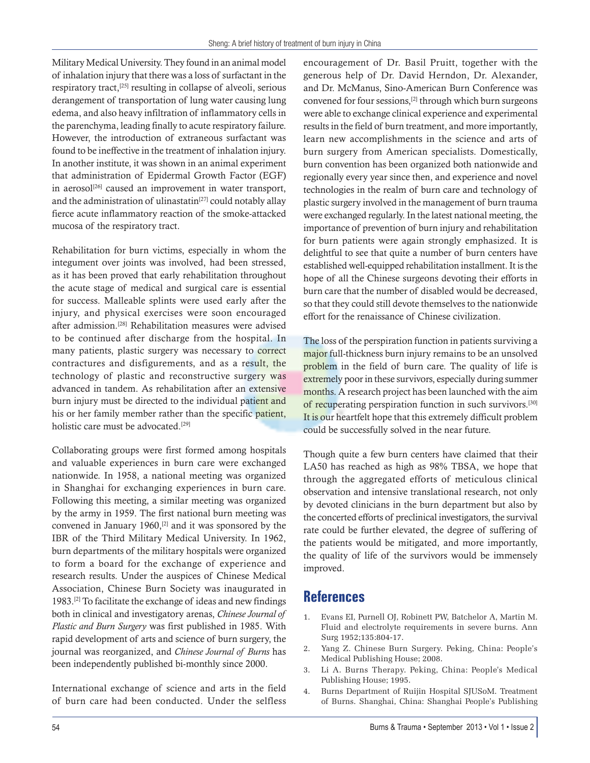Military Medical University. They found in an animal model of inhalation injury that there was a loss of surfactant in the respiratory tract,[25] resulting in collapse of alveoli, serious derangement of transportation of lung water causing lung edema, and also heavy infiltration of inflammatory cells in the parenchyma, leading finally to acute respiratory failure. However, the introduction of extraneous surfactant was found to be ineffective in the treatment of inhalation injury. In another institute, it was shown in an animal experiment that administration of Epidermal Growth Factor (EGF) in aerosol[26] caused an improvement in water transport, and the administration of ulinastatin[27] could notably allay fierce acute inflammatory reaction of the smoke-attacked mucosa of the respiratory tract.

Rehabilitation for burn victims, especially in whom the integument over joints was involved, had been stressed, as it has been proved that early rehabilitation throughout the acute stage of medical and surgical care is essential for success. Malleable splints were used early after the injury, and physical exercises were soon encouraged after admission.[28] Rehabilitation measures were advised to be continued after discharge from the hospital. In many patients, plastic surgery was necessary to correct contractures and disfigurements, and as a result, the technology of plastic and reconstructive surgery was advanced in tandem. As rehabilitation after an extensive burn injury must be directed to the individual patient and his or her family member rather than the specific patient, holistic care must be advocated.[29]

Collaborating groups were first formed among hospitals and valuable experiences in burn care were exchanged nationwide. In 1958, a national meeting was organized in Shanghai for exchanging experiences in burn care. Following this meeting, a similar meeting was organized by the army in 1959. The first national burn meeting was convened in January 1960,[2] and it was sponsored by the IBR of the Third Military Medical University. In 1962, burn departments of the military hospitals were organized to form a board for the exchange of experience and research results. Under the auspices of Chinese Medical Association, Chinese Burn Society was inaugurated in 1983.[2] To facilitate the exchange of ideas and new findings both in clinical and investigatory arenas, *Chinese Journal of Plastic and Burn Surgery* was first published in 1985. With rapid development of arts and science of burn surgery, the journal was reorganized, and *Chinese Journal of Burns* has been independently published bi-monthly since 2000.

International exchange of science and arts in the field of burn care had been conducted. Under the selfless encouragement of Dr. Basil Pruitt, together with the generous help of Dr. David Herndon, Dr. Alexander, and Dr. McManus, Sino-American Burn Conference was convened for four sessions,[2] through which burn surgeons were able to exchange clinical experience and experimental results in the field of burn treatment, and more importantly, learn new accomplishments in the science and arts of burn surgery from American specialists. Domestically, burn convention has been organized both nationwide and regionally every year since then, and experience and novel technologies in the realm of burn care and technology of plastic surgery involved in the management of burn trauma were exchanged regularly. In the latest national meeting, the importance of prevention of burn injury and rehabilitation for burn patients were again strongly emphasized. It is delightful to see that quite a number of burn centers have established well-equipped rehabilitation installment. It is the hope of all the Chinese surgeons devoting their efforts in burn care that the number of disabled would be decreased, so that they could still devote themselves to the nationwide effort for the renaissance of Chinese civilization.

The loss of the perspiration function in patients surviving a major full-thickness burn injury remains to be an unsolved problem in the field of burn care. The quality of life is extremely poor in these survivors, especially during summer months. A research project has been launched with the aim of recuperating perspiration function in such survivors.[30] It is our heartfelt hope that this extremely difficult problem could be successfully solved in the near future.

Though quite a few burn centers have claimed that their LA50 has reached as high as 98% TBSA, we hope that through the aggregated efforts of meticulous clinical observation and intensive translational research, not only by devoted clinicians in the burn department but also by the concerted efforts of preclinical investigators, the survival rate could be further elevated, the degree of suffering of the patients would be mitigated, and more importantly, the quality of life of the survivors would be immensely improved.

## References

1. Evans EI, Purnell OJ, Robinett PW, Batchelor A, Martin M. Fluid and electrolyte requirements in severe burns. Ann Surg 1952;135:804-17.
2. Yang Z. Chinese Burn Surgery. Peking, China: People's Medical Publishing House; 2008.
3. Li A. Burns Therapy. Peking, China: People's Medical Publishing House; 1995.
4. Burns Department of Ruijin Hospital SJUSoM. Treatment of Burns. Shanghai, China: Shanghai People's Publishing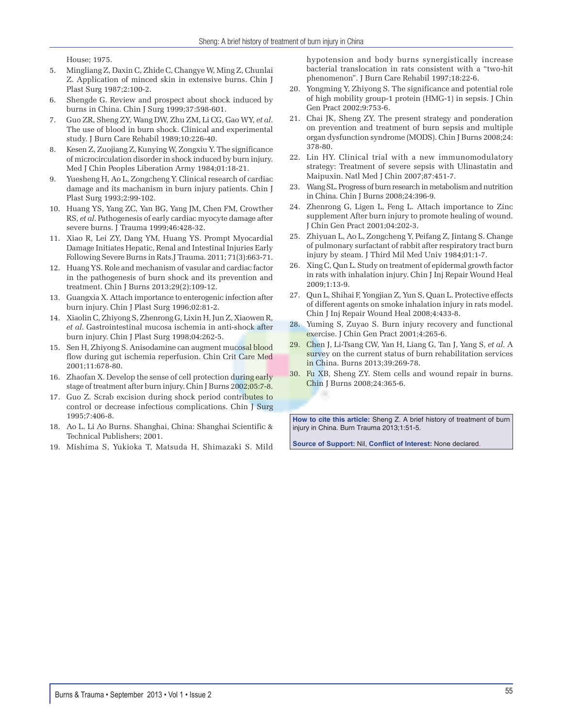House; 1975.

5. Mingliang Z, Daxin C, Zhide C, Changye W, Ming Z, Chunlai Z. Application of minced skin in extensive burns. Chin J Plast Surg 1987;2:100-2.
6. Shengde G. Review and prospect about shock induced by burns in China. Chin J Surg 1999;37:598-601.
7. Guo ZR, Sheng ZY, Wang DW, Zhu ZM, Li CG, Gao WY, *et al*. The use of blood in burn shock. Clinical and experimental study. J Burn Care Rehabil 1989;10:226-40.
8. Kesen Z, Zuojiang Z, Kunying W, Zongxiu Y. The significance of microcirculation disorder in shock induced by burn injury. Med J Chin Peoples Liberation Army 1984;01:18-21.
9. Yuesheng H, Ao L, Zongcheng Y. Clinical research of cardiac damage and its machanism in burn injury patients. Chin J Plast Surg 1993;2:99-102.
10. Huang YS, Yang ZC, Yan BG, Yang JM, Chen FM, Crowther RS, *et al*. Pathogenesis of early cardiac myocyte damage after severe burns. J Trauma 1999;46:428-32.
11. Xiao R, Lei ZY, Dang YM, Huang YS. Prompt Myocardial Damage Initiates Hepatic, Renal and Intestinal Injuries Early Following Severe Burns in Rats.J Trauma. 2011; 71(3):663-71.
12. Huang YS. Role and mechanism of vasular and cardiac factor in the pathogenesis of burn shock and its prevention and treatment. Chin J Burns 2013;29(2):109-12.
13. Guangxia X. Attach importance to enterogenic infection after burn injury. Chin J Plast Surg 1996;02:81-2.
14. Xiaolin C, Zhiyong S, Zhenrong G, Lixin H, Jun Z, Xiaowen R, *et al*. Gastrointestinal mucosa ischemia in anti-shock after burn injury. Chin J Plast Surg 1998;04:262-5.
15. Sen H, Zhiyong S. Anisodamine can augment mucosal blood flow during gut ischemia reperfusion. Chin Crit Care Med 2001;11:678-80.
16. Zhaofan X. Develop the sense of cell protection during early stage of treatment after burn injury. Chin J Burns 2002;05:7-8.
17. Guo Z. Scrab excision during shock period contributes to control or decrease infectious complications. Chin J Surg 1995;7:406-8.
18. Ao L. Li Ao Burns. Shanghai, China: Shanghai Scientific & Technical Publishers; 2001.
19. Mishima S, Yukioka T, Matsuda H, Shimazaki S. Mild hypotension and body burns synergistically increase bacterial translocation in rats consistent with a "two-hit phenomenon". J Burn Care Rehabil 1997;18:22-6.
20. Yongming Y, Zhiyong S. The significance and potential role of high mobility group-1 protein (HMG-1) in sepsis. J Chin Gen Pract 2002;9:753-6.
21. Chai JK, Sheng ZY. The present strategy and ponderation on prevention and treatment of burn sepsis and multiple organ dysfunction syndrome (MODS). Chin J Burns 2008;24: 378-80.
22. Lin HY. Clinical trial with a new immunomodulatory strategy: Treatment of severe sepsis with Ulinastatin and Maipuxin. Natl Med J Chin 2007;87:451-7.
23. Wang SL. Progress of burn research in metabolism and nutrition in China. Chin J Burns 2008;24:396-9.
24. Zhenrong G, Ligen L, Feng L. Attach importance to Zinc supplement After burn injury to promote healing of wound. J Chin Gen Pract 2001;04:202-3.
25. Zhiyuan L, Ao L, Zongcheng Y, Peifang Z, Jintang S. Change of pulmonary surfactant of rabbit after respiratory tract burn injury by steam. J Third Mil Med Univ 1984;01:1-7.
26. Xing C, Qun L. Study on treatment of epidermal growth factor in rats with inhalation injury. Chin J Inj Repair Wound Heal 2009;1:13-9.
27. Qun L, Shihai F, Yongjian Z, Yun S, Quan L. Protective effects of different agents on smoke inhalation injury in rats model. Chin J Inj Repair Wound Heal 2008;4:433-8.
28. Yuming S, Zuyao S. Burn injury recovery and functional exercise. J Chin Gen Pract 2001;4:265-6.
29. Chen J, Li-Tsang CW, Yan H, Liang G, Tan J, Yang S, *et al*. A survey on the current status of burn rehabilitation services in China. Burns 2013;39:269-78.
30. Fu XB, Sheng ZY. Stem cells and wound repair in burns. Chin J Burns 2008;24:365-6.

**How to cite this article:** Sheng Z. A brief history of treatment of burn injury in China. Burn Trauma 2013;1:51-5.

**Source of Support:** Nil, **Conflict of Interest:** None declared.